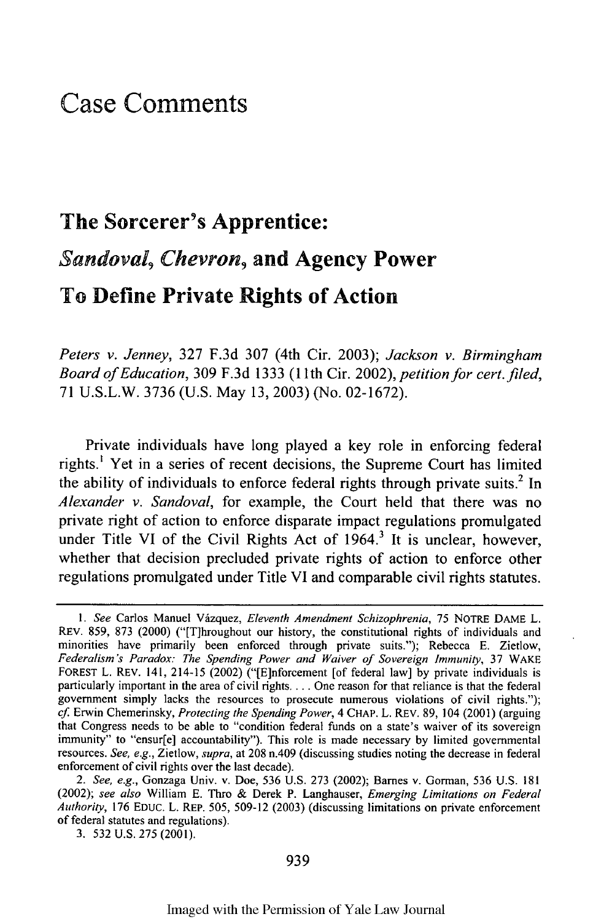# Case Comments

## The Sorcerer's Apprentice: *Sandoval*, *Chevron*, and Agency Power To Define Private Rights of Action

*Peters v. Jenney*, 327 F.3d 307 (4th Cir. 2003); *Jackson v. Birmingham Board of Education*, 309 F.3d 1333 (11th Cir. 2002), *petition for cert. filed*, 71 U.S.L.W. 3736 (U.S. May 13, 2003) (No. 02-1672).

Private individuals have long played a key role in enforcing federal rights.[1] Yet in a series of recent decisions, the Supreme Court has limited the ability of individuals to enforce federal rights through private suits.[2] In *Alexander v. Sandoval*, for example, the Court held that there was no private right of action to enforce disparate impact regulations promulgated under Title VI of the Civil Rights Act of 1964.[3] It is unclear, however, whether that decision precluded private rights of action to enforce other regulations promulgated under Title VI and comparable civil rights statutes.

---

1. *See* Carlos Manuel Vázquez, *Eleventh Amendment Schizophrenia*, 75 NOTRE DAME L. REV. 859, 873 (2000) ("[T]hroughout our history, the constitutional rights of individuals and minorities have primarily been enforced through private suits."); Rebecca E. Zietlow, *Federalism's Paradox: The Spending Power and Waiver of Sovereign Immunity*, 37 WAKE FOREST L. REV. 141, 214-15 (2002) ("[E]nforcement [of federal law] by private individuals is particularly important in the area of civil rights. . . . One reason for that reliance is that the federal government simply lacks the resources to prosecute numerous violations of civil rights."); *cf.* Erwin Chemerinsky, *Protecting the Spending Power*, 4 CHAP. L. REV. 89, 104 (2001) (arguing that Congress needs to be able to "condition federal funds on a state's waiver of its sovereign immunity" to "ensur[e] accountability"). This role is made necessary by limited governmental resources. *See, e.g.*, Zietlow, *supra*, at 208 n.409 (discussing studies noting the decrease in federal enforcement of civil rights over the last decade).

2. *See, e.g.*, Gonzaga Univ. v. Doe, 536 U.S. 273 (2002); Barnes v. Gorman, 536 U.S. 181 (2002); *see also* William E. Thro & Derek P. Langhauser, *Emerging Limitations on Federal Authority*, 176 EDUC. L. REP. 505, 509-12 (2003) (discussing limitations on private enforcement of federal statutes and regulations).

3. 532 U.S. 275 (2001).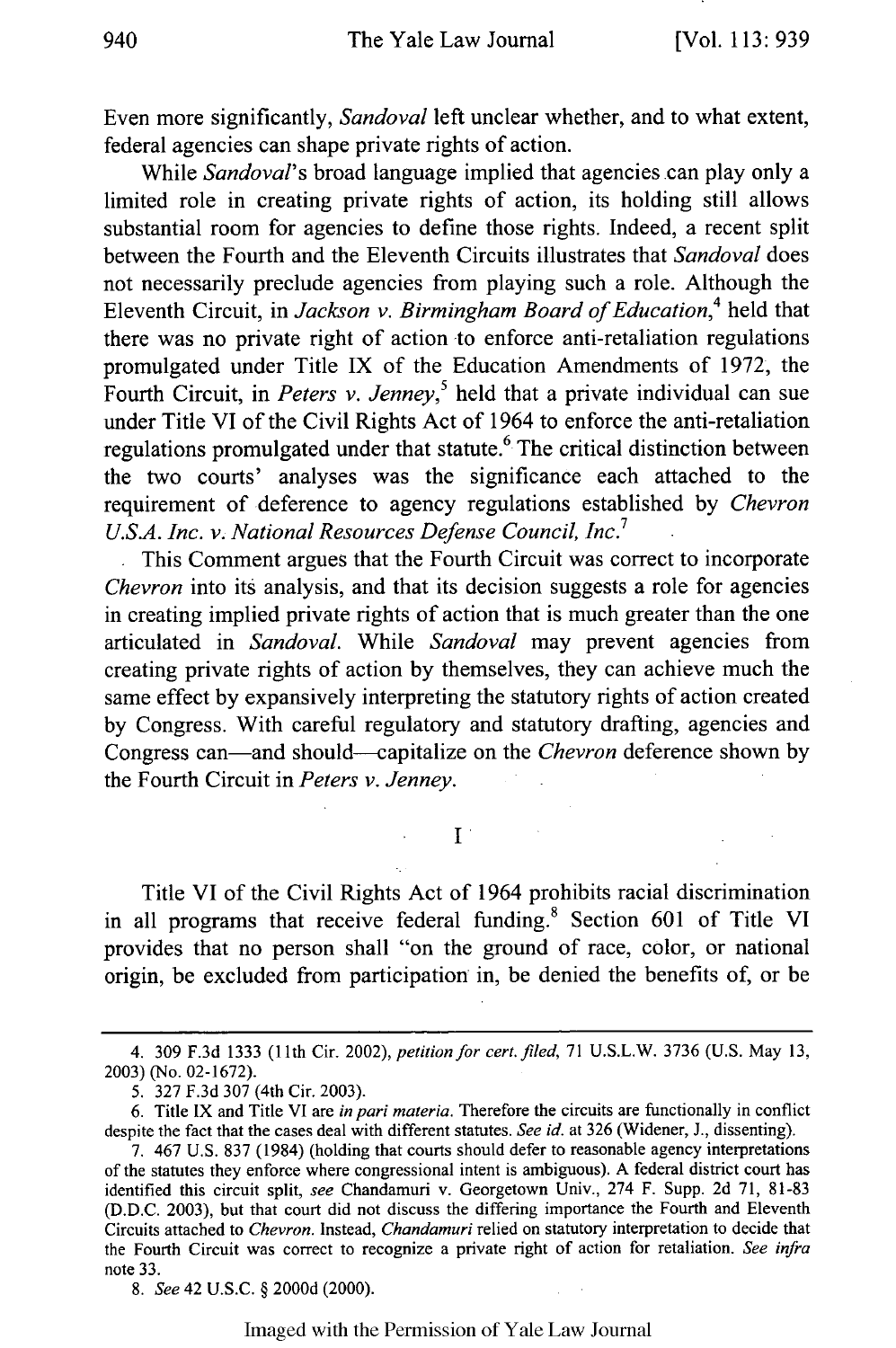Even more significantly, *Sandoval* left unclear whether, and to what extent, federal agencies can shape private rights of action.

While *Sandoval*'s broad language implied that agencies can play only a limited role in creating private rights of action, its holding still allows substantial room for agencies to define those rights. Indeed, a recent split between the Fourth and the Eleventh Circuits illustrates that *Sandoval* does not necessarily preclude agencies from playing such a role. Although the Eleventh Circuit, in *Jackson v. Birmingham Board of Education*,[4] held that there was no private right of action to enforce anti-retaliation regulations promulgated under Title IX of the Education Amendments of 1972, the Fourth Circuit, in *Peters v. Jenney*,[5] held that a private individual can sue under Title VI of the Civil Rights Act of 1964 to enforce the anti-retaliation regulations promulgated under that statute.[6] The critical distinction between the two courts' analyses was the significance each attached to the requirement of deference to agency regulations established by *Chevron U.S.A. Inc. v. National Resources Defense Council, Inc.*[7]

This Comment argues that the Fourth Circuit was correct to incorporate *Chevron* into its analysis, and that its decision suggests a role for agencies in creating implied private rights of action that is much greater than the one articulated in *Sandoval*. While *Sandoval* may prevent agencies from creating private rights of action by themselves, they can achieve much the same effect by expansively interpreting the statutory rights of action created by Congress. With careful regulatory and statutory drafting, agencies and Congress can—and should—capitalize on the *Chevron* deference shown by the Fourth Circuit in *Peters v. Jenney*.

## I

Title VI of the Civil Rights Act of 1964 prohibits racial discrimination in all programs that receive federal funding.[8] Section 601 of Title VI provides that no person shall "on the ground of race, color, or national origin, be excluded from participation in, be denied the benefits of, or be

---

4. 309 F.3d 1333 (11th Cir. 2002), *petition for cert. filed*, 71 U.S.L.W. 3736 (U.S. May 13, 2003) (No. 02-1672).

5. 327 F.3d 307 (4th Cir. 2003).

6. Title IX and Title VI are *in pari materia*. Therefore the circuits are functionally in conflict despite the fact that the cases deal with different statutes. *See id.* at 326 (Widener, J., dissenting).

7. 467 U.S. 837 (1984) (holding that courts should defer to reasonable agency interpretations of the statutes they enforce where congressional intent is ambiguous). A federal district court has identified this circuit split, *see* Chandamuri v. Georgetown Univ., 274 F. Supp. 2d 71, 81-83 (D.D.C. 2003), but that court did not discuss the differing importance the Fourth and Eleventh Circuits attached to *Chevron*. Instead, *Chandamuri* relied on statutory interpretation to decide that the Fourth Circuit was correct to recognize a private right of action for retaliation. *See infra* note 33.

8. *See* 42 U.S.C. § 2000d (2000).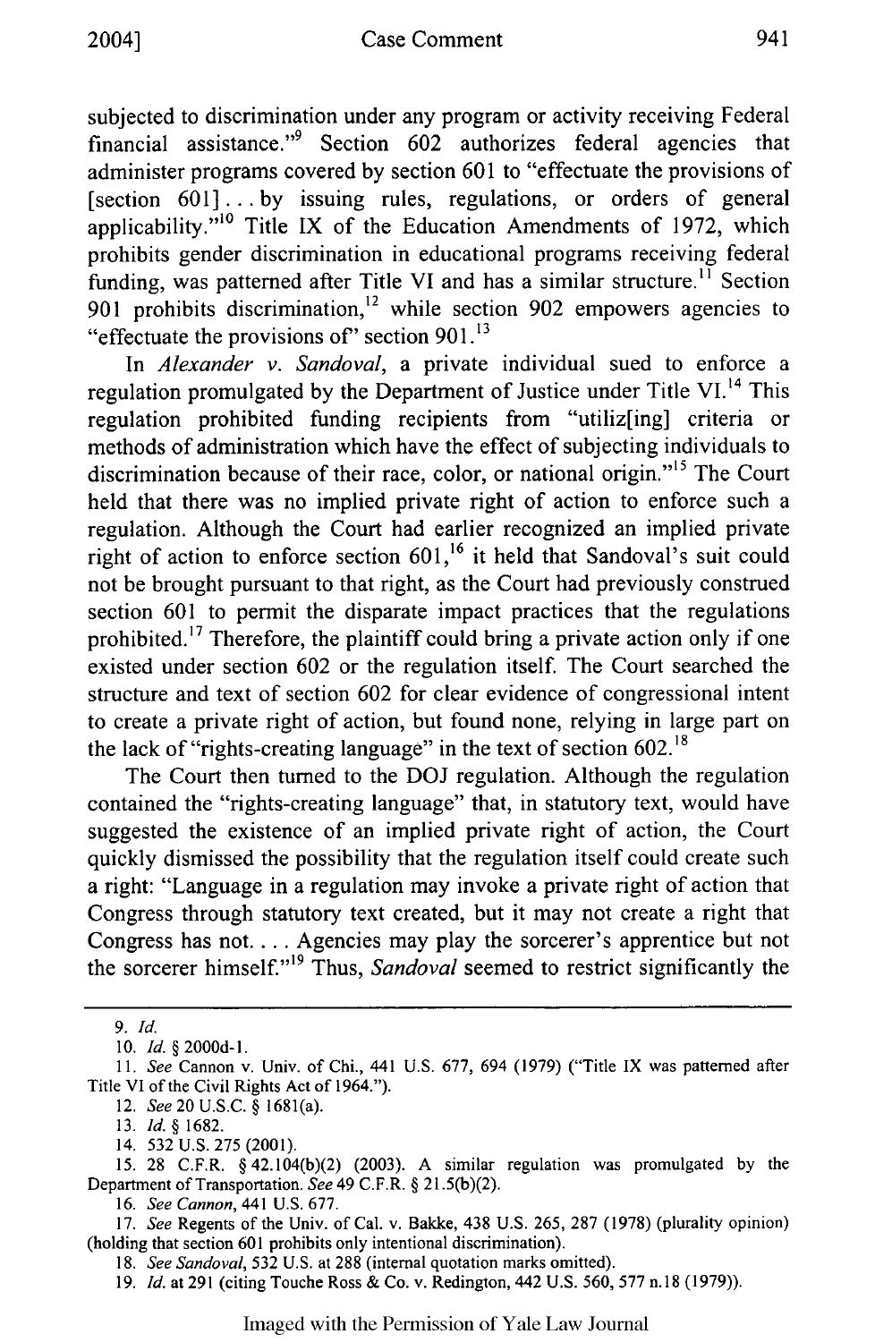subjected to discrimination under any program or activity receiving Federal financial assistance."[9] Section 602 authorizes federal agencies that administer programs covered by section 601 to "effectuate the provisions of [section 601] . . . by issuing rules, regulations, or orders of general applicability."[10] Title IX of the Education Amendments of 1972, which prohibits gender discrimination in educational programs receiving federal funding, was patterned after Title VI and has a similar structure.[11] Section 901 prohibits discrimination,[12] while section 902 empowers agencies to "effectuate the provisions of" section 901.[13]

In *Alexander v. Sandoval*, a private individual sued to enforce a regulation promulgated by the Department of Justice under Title VI.[14] This regulation prohibited funding recipients from "utiliz[ing] criteria or methods of administration which have the effect of subjecting individuals to discrimination because of their race, color, or national origin."[15] The Court held that there was no implied private right of action to enforce such a regulation. Although the Court had earlier recognized an implied private right of action to enforce section 601,[16] it held that Sandoval's suit could not be brought pursuant to that right, as the Court had previously construed section 601 to permit the disparate impact practices that the regulations prohibited.[17] Therefore, the plaintiff could bring a private action only if one existed under section 602 or the regulation itself. The Court searched the structure and text of section 602 for clear evidence of congressional intent to create a private right of action, but found none, relying in large part on the lack of "rights-creating language" in the text of section 602.[18]

The Court then turned to the DOJ regulation. Although the regulation contained the "rights-creating language" that, in statutory text, would have suggested the existence of an implied private right of action, the Court quickly dismissed the possibility that the regulation itself could create such a right: "Language in a regulation may invoke a private right of action that Congress through statutory text created, but it may not create a right that Congress has not. . . . Agencies may play the sorcerer's apprentice but not the sorcerer himself."[19] Thus, *Sandoval* seemed to restrict significantly the

---

9. *Id.*

10. *Id.* § 2000d-1.

11. *See* Cannon v. Univ. of Chi., 441 U.S. 677, 694 (1979) ("Title IX was patterned after Title VI of the Civil Rights Act of 1964.").

12. *See* 20 U.S.C. § 1681(a).

13. *Id.* § 1682.

14. 532 U.S. 275 (2001).

15. 28 C.F.R. § 42.104(b)(2) (2003). A similar regulation was promulgated by the Department of Transportation. *See* 49 C.F.R. § 21.5(b)(2).

16. *See Cannon*, 441 U.S. 677.

17. *See* Regents of the Univ. of Cal. v. Bakke, 438 U.S. 265, 287 (1978) (plurality opinion) (holding that section 601 prohibits only intentional discrimination).

18. *See Sandoval*, 532 U.S. at 288 (internal quotation marks omitted).

19. *Id.* at 291 (citing Touche Ross & Co. v. Redington, 442 U.S. 560, 577 n.18 (1979)).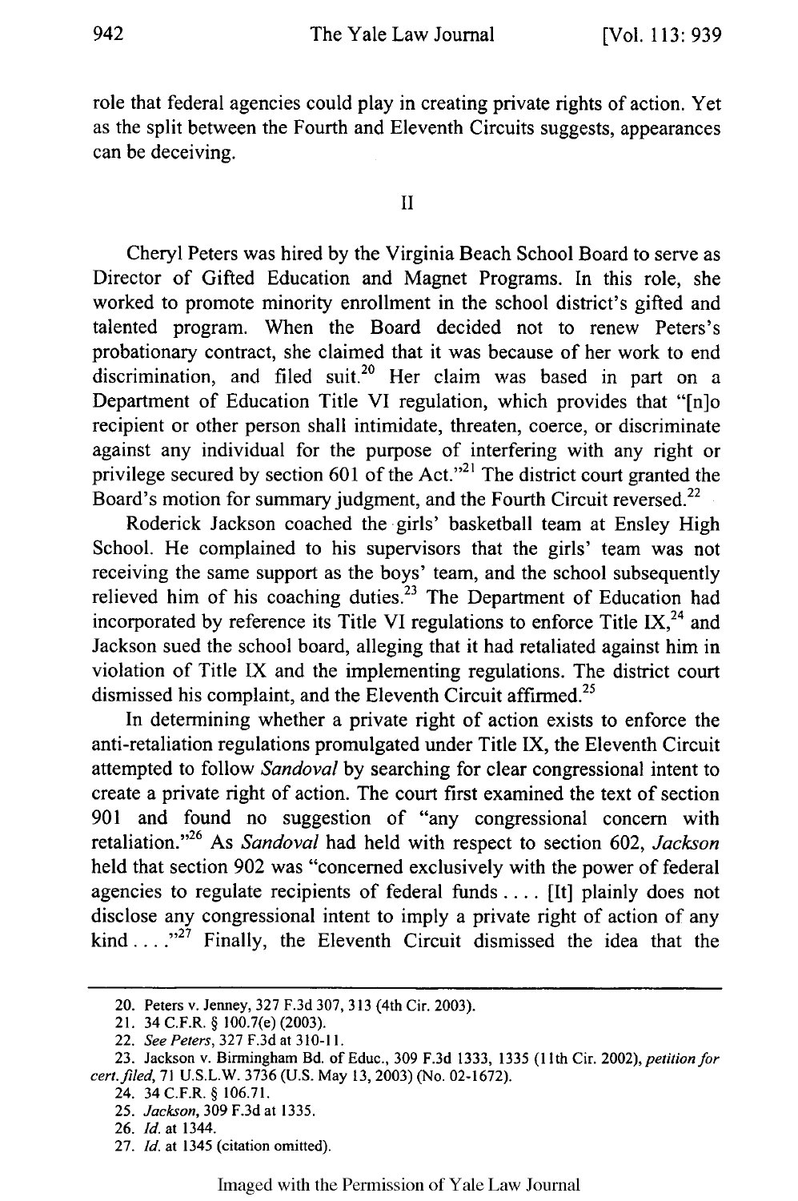role that federal agencies could play in creating private rights of action. Yet as the split between the Fourth and Eleventh Circuits suggests, appearances can be deceiving.

## II

Cheryl Peters was hired by the Virginia Beach School Board to serve as Director of Gifted Education and Magnet Programs. In this role, she worked to promote minority enrollment in the school district's gifted and talented program. When the Board decided not to renew Peters's probationary contract, she claimed that it was because of her work to end discrimination, and filed suit.[20] Her claim was based in part on a Department of Education Title VI regulation, which provides that "[n]o recipient or other person shall intimidate, threaten, coerce, or discriminate against any individual for the purpose of interfering with any right or privilege secured by section 601 of the Act."[21] The district court granted the Board's motion for summary judgment, and the Fourth Circuit reversed.[22]

Roderick Jackson coached the girls' basketball team at Ensley High School. He complained to his supervisors that the girls' team was not receiving the same support as the boys' team, and the school subsequently relieved him of his coaching duties.[23] The Department of Education had incorporated by reference its Title VI regulations to enforce Title IX,[24] and Jackson sued the school board, alleging that it had retaliated against him in violation of Title IX and the implementing regulations. The district court dismissed his complaint, and the Eleventh Circuit affirmed.[25]

In determining whether a private right of action exists to enforce the anti-retaliation regulations promulgated under Title IX, the Eleventh Circuit attempted to follow *Sandoval* by searching for clear congressional intent to create a private right of action. The court first examined the text of section 901 and found no suggestion of "any congressional concern with retaliation."[26] As *Sandoval* had held with respect to section 602, *Jackson* held that section 902 was "concerned exclusively with the power of federal agencies to regulate recipients of federal funds .... [It] plainly does not disclose any congressional intent to imply a private right of action of any kind ...."[27] Finally, the Eleventh Circuit dismissed the idea that the

---

20. Peters v. Jenney, 327 F.3d 307, 313 (4th Cir. 2003).

21. 34 C.F.R. § 100.7(e) (2003).

22. *See Peters*, 327 F.3d at 310-11.

23. Jackson v. Birmingham Bd. of Educ., 309 F.3d 1333, 1335 (11th Cir. 2002), *petition for cert. filed*, 71 U.S.L.W. 3736 (U.S. May 13, 2003) (No. 02-1672).

24. 34 C.F.R. § 106.71.

25. *Jackson*, 309 F.3d at 1335.

26. *Id.* at 1344.

27. *Id.* at 1345 (citation omitted).

Imaged with the Permission of Yale Law Journal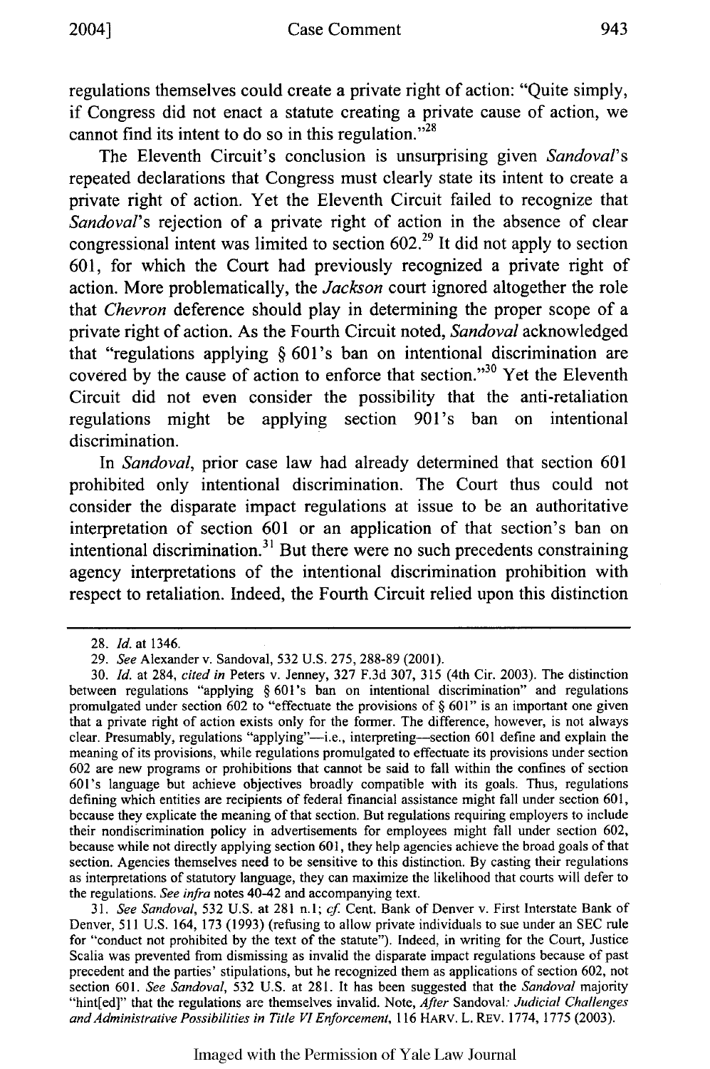regulations themselves could create a private right of action: "Quite simply, if Congress did not enact a statute creating a private cause of action, we cannot find its intent to do so in this regulation."[28]

The Eleventh Circuit's conclusion is unsurprising given *Sandoval*'s repeated declarations that Congress must clearly state its intent to create a private right of action. Yet the Eleventh Circuit failed to recognize that *Sandoval*'s rejection of a private right of action in the absence of clear congressional intent was limited to section 602.[29] It did not apply to section 601, for which the Court had previously recognized a private right of action. More problematically, the *Jackson* court ignored altogether the role that *Chevron* deference should play in determining the proper scope of a private right of action. As the Fourth Circuit noted, *Sandoval* acknowledged that "regulations applying § 601's ban on intentional discrimination are covered by the cause of action to enforce that section."[30] Yet the Eleventh Circuit did not even consider the possibility that the anti-retaliation regulations might be applying section 901's ban on intentional discrimination.

In *Sandoval*, prior case law had already determined that section 601 prohibited only intentional discrimination. The Court thus could not consider the disparate impact regulations at issue to be an authoritative interpretation of section 601 or an application of that section's ban on intentional discrimination.[31] But there were no such precedents constraining agency interpretations of the intentional discrimination prohibition with respect to retaliation. Indeed, the Fourth Circuit relied upon this distinction

---

28. *Id.* at 1346.

29. *See* Alexander v. Sandoval, 532 U.S. 275, 288-89 (2001).

30. *Id.* at 284, *cited in* Peters v. Jenney, 327 F.3d 307, 315 (4th Cir. 2003). The distinction between regulations "applying § 601's ban on intentional discrimination" and regulations promulgated under section 602 to "effectuate the provisions of § 601" is an important one given that a private right of action exists only for the former. The difference, however, is not always clear. Presumably, regulations "applying"—i.e., interpreting—section 601 define and explain the meaning of its provisions, while regulations promulgated to effectuate its provisions under section 602 are new programs or prohibitions that cannot be said to fall within the confines of section 601's language but achieve objectives broadly compatible with its goals. Thus, regulations defining which entities are recipients of federal financial assistance might fall under section 601, because they explicate the meaning of that section. But regulations requiring employers to include their nondiscrimination policy in advertisements for employees might fall under section 602, because while not directly applying section 601, they help agencies achieve the broad goals of that section. Agencies themselves need to be sensitive to this distinction. By casting their regulations as interpretations of statutory language, they can maximize the likelihood that courts will defer to the regulations. *See infra* notes 40-42 and accompanying text.

31. *See Sandoval*, 532 U.S. at 281 n.1; *cf.* Cent. Bank of Denver v. First Interstate Bank of Denver, 511 U.S. 164, 173 (1993) (refusing to allow private individuals to sue under an SEC rule for "conduct not prohibited by the text of the statute"). Indeed, in writing for the Court, Justice Scalia was prevented from dismissing as invalid the disparate impact regulations because of past precedent and the parties' stipulations, but he recognized them as applications of section 602, not section 601. *See Sandoval*, 532 U.S. at 281. It has been suggested that the *Sandoval* majority "hint[ed]" that the regulations are themselves invalid. Note, *After* Sandoval*: Judicial Challenges and Administrative Possibilities in Title VI Enforcement*, 116 HARV. L. REV. 1774, 1775 (2003).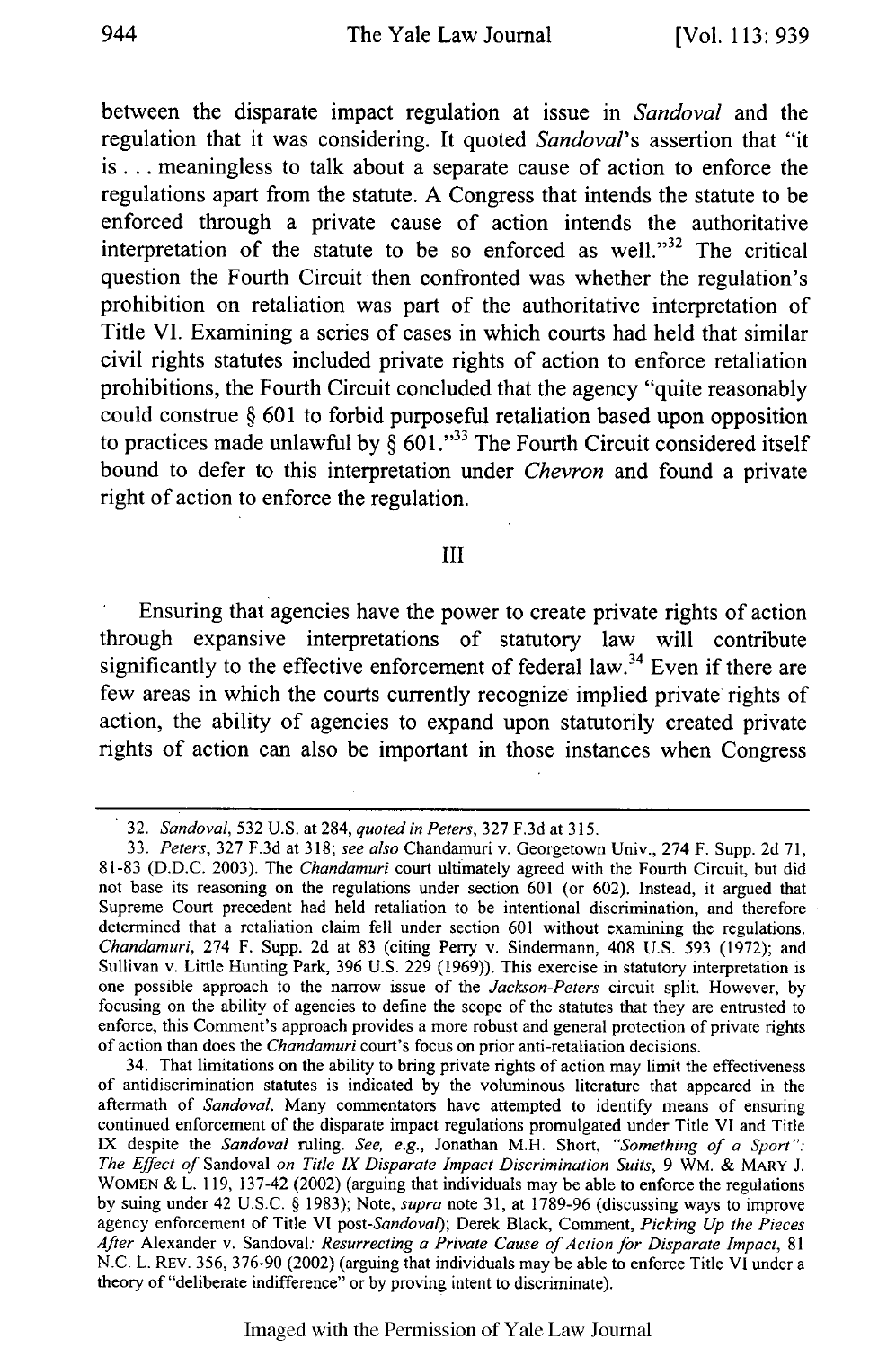between the disparate impact regulation at issue in *Sandoval* and the regulation that it was considering. It quoted *Sandoval*'s assertion that "it is . . . meaningless to talk about a separate cause of action to enforce the regulations apart from the statute. A Congress that intends the statute to be enforced through a private cause of action intends the authoritative interpretation of the statute to be so enforced as well."[32] The critical question the Fourth Circuit then confronted was whether the regulation's prohibition on retaliation was part of the authoritative interpretation of Title VI. Examining a series of cases in which courts had held that similar civil rights statutes included private rights of action to enforce retaliation prohibitions, the Fourth Circuit concluded that the agency "quite reasonably could construe § 601 to forbid purposeful retaliation based upon opposition to practices made unlawful by § 601."[33] The Fourth Circuit considered itself bound to defer to this interpretation under *Chevron* and found a private right of action to enforce the regulation.

## III

Ensuring that agencies have the power to create private rights of action through expansive interpretations of statutory law will contribute significantly to the effective enforcement of federal law.[34] Even if there are few areas in which the courts currently recognize implied private rights of action, the ability of agencies to expand upon statutorily created private rights of action can also be important in those instances when Congress

---

32. *Sandoval*, 532 U.S. at 284, *quoted in Peters*, 327 F.3d at 315.

33. *Peters*, 327 F.3d at 318; *see also* Chandamuri v. Georgetown Univ., 274 F. Supp. 2d 71, 81-83 (D.D.C. 2003). The *Chandamuri* court ultimately agreed with the Fourth Circuit, but did not base its reasoning on the regulations under section 601 (or 602). Instead, it argued that Supreme Court precedent had held retaliation to be intentional discrimination, and therefore determined that a retaliation claim fell under section 601 without examining the regulations. *Chandamuri*, 274 F. Supp. 2d at 83 (citing Perry v. Sindermann, 408 U.S. 593 (1972); and Sullivan v. Little Hunting Park, 396 U.S. 229 (1969)). This exercise in statutory interpretation is one possible approach to the narrow issue of the *Jackson-Peters* circuit split. However, by focusing on the ability of agencies to define the scope of the statutes that they are entrusted to enforce, this Comment's approach provides a more robust and general protection of private rights of action than does the *Chandamuri* court's focus on prior anti-retaliation decisions.

34. That limitations on the ability to bring private rights of action may limit the effectiveness of antidiscrimination statutes is indicated by the voluminous literature that appeared in the aftermath of *Sandoval*. Many commentators have attempted to identify means of ensuring continued enforcement of the disparate impact regulations promulgated under Title VI and Title IX despite the *Sandoval* ruling. *See, e.g.*, Jonathan M.H. Short, *"Something of a Sport": The Effect of* Sandoval *on Title IX Disparate Impact Discrimination Suits*, 9 WM. & MARY J. WOMEN & L. 119, 137-42 (2002) (arguing that individuals may be able to enforce the regulations by suing under 42 U.S.C. § 1983); Note, *supra* note 31, at 1789-96 (discussing ways to improve agency enforcement of Title VI post-*Sandoval*); Derek Black, Comment, *Picking Up the Pieces After* Alexander v. Sandoval*: Resurrecting a Private Cause of Action for Disparate Impact*, 81 N.C. L. REV. 356, 376-90 (2002) (arguing that individuals may be able to enforce Title VI under a theory of "deliberate indifference" or by proving intent to discriminate).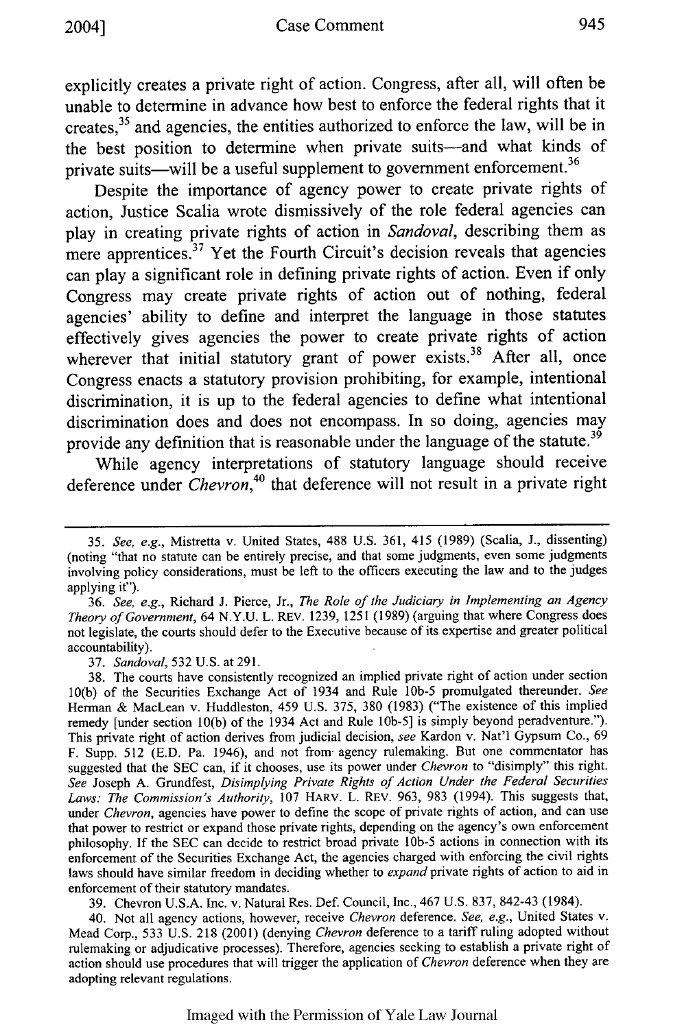explicitly creates a private right of action. Congress, after all, will often be unable to determine in advance how best to enforce the federal rights that it creates,[35] and agencies, the entities authorized to enforce the law, will be in the best position to determine when private suits—and what kinds of private suits—will be a useful supplement to government enforcement.[36]

Despite the importance of agency power to create private rights of action, Justice Scalia wrote dismissively of the role federal agencies can play in creating private rights of action in *Sandoval*, describing them as mere apprentices.[37] Yet the Fourth Circuit's decision reveals that agencies can play a significant role in defining private rights of action. Even if only Congress may create private rights of action out of nothing, federal agencies' ability to define and interpret the language in those statutes effectively gives agencies the power to create private rights of action wherever that initial statutory grant of power exists.[38] After all, once Congress enacts a statutory provision prohibiting, for example, intentional discrimination, it is up to the federal agencies to define what intentional discrimination does and does not encompass. In so doing, agencies may provide any definition that is reasonable under the language of the statute.[39]

While agency interpretations of statutory language should receive deference under *Chevron*,[40] that deference will not result in a private right

---

35. *See, e.g.*, Mistretta v. United States, 488 U.S. 361, 415 (1989) (Scalia, J., dissenting) (noting "that no statute can be entirely precise, and that some judgments, even some judgments involving policy considerations, must be left to the officers executing the law and to the judges applying it").

36. *See, e.g.*, Richard J. Pierce, Jr., *The Role of the Judiciary in Implementing an Agency Theory of Government*, 64 N.Y.U. L. REV. 1239, 1251 (1989) (arguing that where Congress does not legislate, the courts should defer to the Executive because of its expertise and greater political accountability).

37. *Sandoval*, 532 U.S. at 291.

38. The courts have consistently recognized an implied private right of action under section 10(b) of the Securities Exchange Act of 1934 and Rule 10b-5 promulgated thereunder. *See* Herman & MacLean v. Huddleston, 459 U.S. 375, 380 (1983) ("The existence of this implied remedy [under section 10(b) of the 1934 Act and Rule 10b-5] is simply beyond peradventure."). This private right of action derives from judicial decision, *see* Kardon v. Nat'l Gypsum Co., 69 F. Supp. 512 (E.D. Pa. 1946), and not from agency rulemaking. But one commentator has suggested that the SEC can, if it chooses, use its power under *Chevron* to "disimply" this right. *See* Joseph A. Grundfest, *Disimplying Private Rights of Action Under the Federal Securities Laws: The Commission's Authority*, 107 HARV. L. REV. 963, 983 (1994). This suggests that, under *Chevron*, agencies have power to define the scope of private rights of action, and can use that power to restrict or expand those private rights, depending on the agency's own enforcement philosophy. If the SEC can decide to restrict broad private 10b-5 actions in connection with its enforcement of the Securities Exchange Act, the agencies charged with enforcing the civil rights laws should have similar freedom in deciding whether to *expand* private rights of action to aid in enforcement of their statutory mandates.

39. Chevron U.S.A. Inc. v. Natural Res. Def. Council, Inc., 467 U.S. 837, 842-43 (1984).

40. Not all agency actions, however, receive *Chevron* deference. *See, e.g.*, United States v. Mead Corp., 533 U.S. 218 (2001) (denying *Chevron* deference to a tariff ruling adopted without rulemaking or adjudicative processes). Therefore, agencies seeking to establish a private right of action should use procedures that will trigger the application of *Chevron* deference when they are adopting relevant regulations.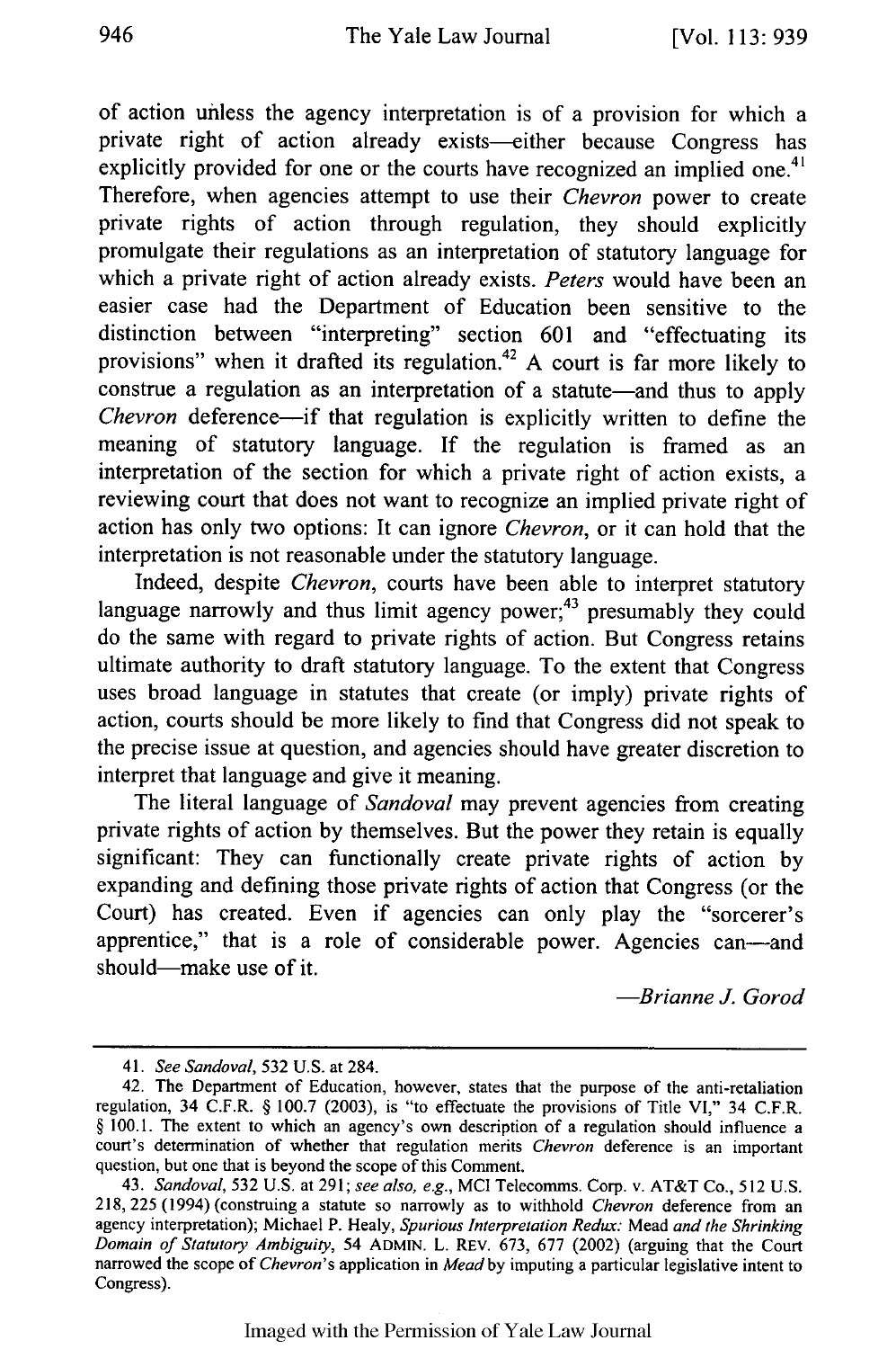of action unless the agency interpretation is of a provision for which a private right of action already exists—either because Congress has explicitly provided for one or the courts have recognized an implied one.[41] Therefore, when agencies attempt to use their *Chevron* power to create private rights of action through regulation, they should explicitly promulgate their regulations as an interpretation of statutory language for which a private right of action already exists. *Peters* would have been an easier case had the Department of Education been sensitive to the distinction between "interpreting" section 601 and "effectuating its provisions" when it drafted its regulation.[42] A court is far more likely to construe a regulation as an interpretation of a statute—and thus to apply *Chevron* deference—if that regulation is explicitly written to define the meaning of statutory language. If the regulation is framed as an interpretation of the section for which a private right of action exists, a reviewing court that does not want to recognize an implied private right of action has only two options: It can ignore *Chevron*, or it can hold that the interpretation is not reasonable under the statutory language.

Indeed, despite *Chevron*, courts have been able to interpret statutory language narrowly and thus limit agency power;[43] presumably they could do the same with regard to private rights of action. But Congress retains ultimate authority to draft statutory language. To the extent that Congress uses broad language in statutes that create (or imply) private rights of action, courts should be more likely to find that Congress did not speak to the precise issue at question, and agencies should have greater discretion to interpret that language and give it meaning.

The literal language of *Sandoval* may prevent agencies from creating private rights of action by themselves. But the power they retain is equally significant: They can functionally create private rights of action by expanding and defining those private rights of action that Congress (or the Court) has created. Even if agencies can only play the "sorcerer's apprentice," that is a role of considerable power. Agencies can—and should—make use of it.

*—Brianne J. Gorod*

---

41. *See Sandoval*, 532 U.S. at 284.

42. The Department of Education, however, states that the purpose of the anti-retaliation regulation, 34 C.F.R. § 100.7 (2003), is "to effectuate the provisions of Title VI," 34 C.F.R. § 100.1. The extent to which an agency's own description of a regulation should influence a court's determination of whether that regulation merits *Chevron* deference is an important question, but one that is beyond the scope of this Comment.

43. *Sandoval*, 532 U.S. at 291; *see also, e.g.*, MCI Telecomms. Corp. v. AT&T Co., 512 U.S. 218, 225 (1994) (construing a statute so narrowly as to withhold *Chevron* deference from an agency interpretation); Michael P. Healy, *Spurious Interpretation Redux:* Mead *and the Shrinking Domain of Statutory Ambiguity*, 54 ADMIN. L. REV. 673, 677 (2002) (arguing that the Court narrowed the scope of *Chevron*'s application in *Mead* by imputing a particular legislative intent to Congress).